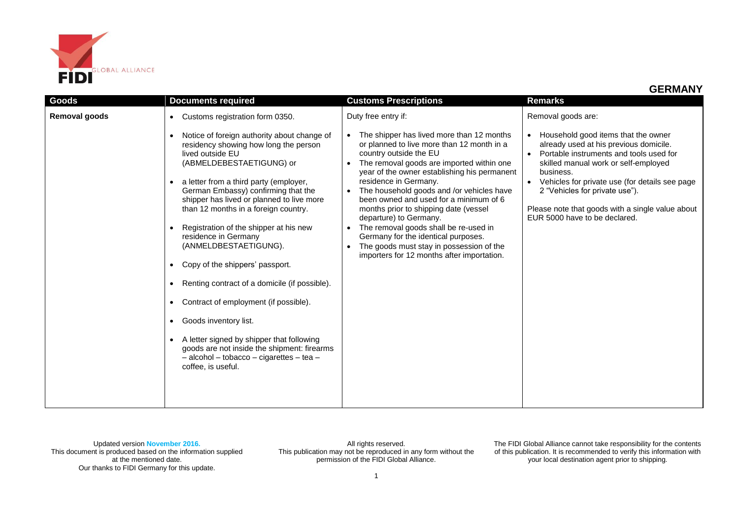# GERMANY

| Goods | Documents required | Customs Prescriptions | Remarks |
|---|---|---|---|
| **Removal goods** | • Customs registration form 0350.<br><br>• Notice of foreign authority about change of residency showing how long the person lived outside EU (ABMELDEBESTAETIGUNG) or<br><br>• a letter from a third party (employer, German Embassy) confirming that the shipper has lived or planned to live more than 12 months in a foreign country.<br><br>• Registration of the shipper at his new residence in Germany (ANMELDBESTAETIGUNG).<br><br>• Copy of the shippers' passport.<br><br>• Renting contract of a domicile (if possible).<br><br>• Contract of employment (if possible).<br><br>• Goods inventory list.<br><br>• A letter signed by shipper that following goods are not inside the shipment: firearms – alcohol – tobacco – cigarettes – tea – coffee, is useful. | Duty free entry if:<br><br>• The shipper has lived more than 12 months or planned to live more than 12 month in a country outside the EU<br>• The removal goods are imported within one year of the owner establishing his permanent residence in Germany.<br>• The household goods and /or vehicles have been owned and used for a minimum of 6 months prior to shipping date (vessel departure) to Germany.<br>• The removal goods shall be re-used in Germany for the identical purposes.<br>• The goods must stay in possession of the importers for 12 months after importation. | Removal goods are:<br><br>• Household good items that the owner already used at his previous domicile.<br>• Portable instruments and tools used for skilled manual work or self-employed business.<br>• Vehicles for private use (for details see page 2 "Vehicles for private use").<br><br>Please note that goods with a single value about EUR 5000 have to be declared. |

Updated version November 2016.
This document is produced based on the information supplied at the mentioned date.
Our thanks to FIDI Germany for this update.

All rights reserved.
This publication may not be reproduced in any form without the permission of the FIDI Global Alliance.

The FIDI Global Alliance cannot take responsibility for the contents of this publication. It is recommended to verify this information with your local destination agent prior to shipping.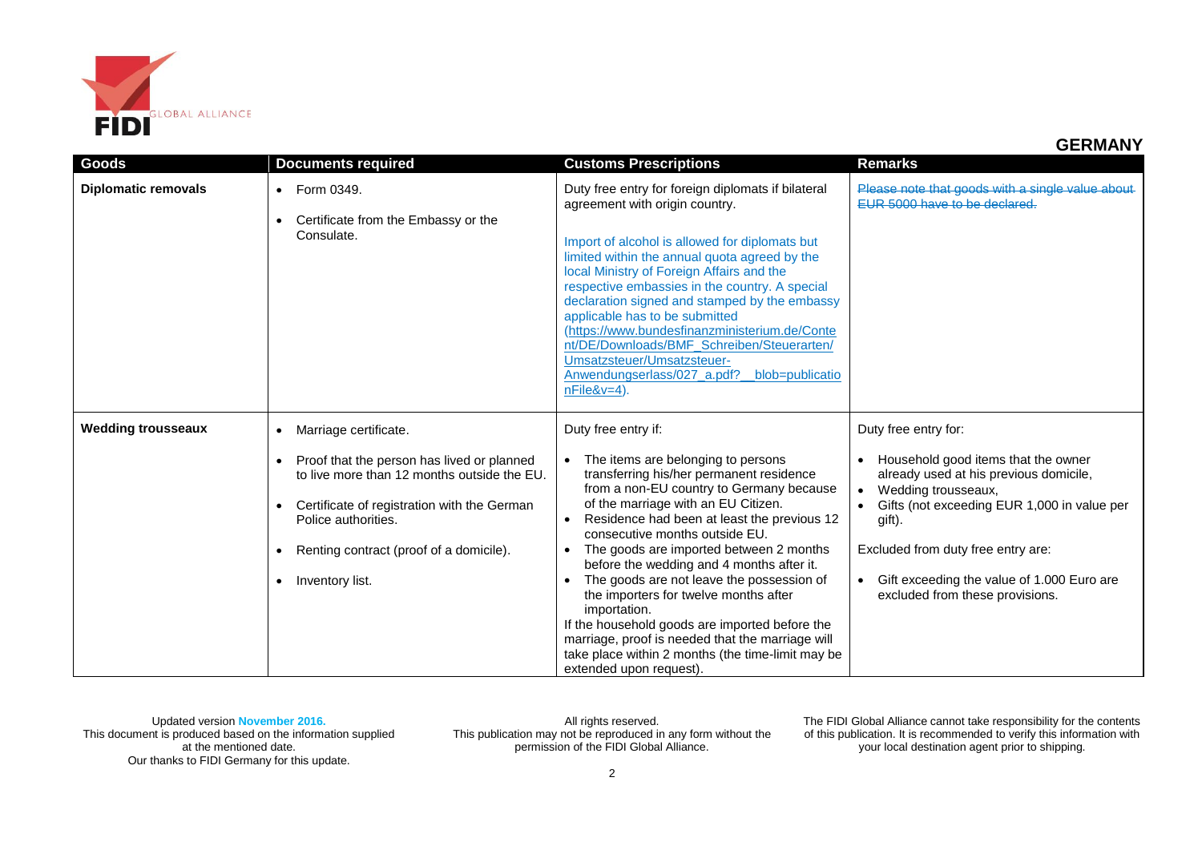## GERMANY

| Goods | Documents required | Customs Prescriptions | Remarks |
|---|---|---|---|
| **Diplomatic removals** | • Form 0349.<br>• Certificate from the Embassy or the Consulate. | Duty free entry for foreign diplomats if bilateral agreement with origin country.<br><br>Import of alcohol is allowed for diplomats but limited within the annual quota agreed by the local Ministry of Foreign Affairs and the respective embassies in the country. A special declaration signed and stamped by the embassy applicable has to be submitted (https://www.bundesfinanzministerium.de/Content/DE/Downloads/BMF_Schreiben/Steuerarten/Umsatzsteuer/Umsatzsteuer-Anwendungserlass/027_a.pdf?__blob=publicationFile&v=4). | ~~Please note that goods with a single value about EUR 5000 have to be declared.~~ |
| **Wedding trousseaux** | • Marriage certificate.<br>• Proof that the person has lived or planned to live more than 12 months outside the EU.<br>• Certificate of registration with the German Police authorities.<br>• Renting contract (proof of a domicile).<br>• Inventory list. | Duty free entry if:<br>• The items are belonging to persons transferring his/her permanent residence from a non-EU country to Germany because of the marriage with an EU Citizen.<br>• Residence had been at least the previous 12 consecutive months outside EU.<br>• The goods are imported between 2 months before the wedding and 4 months after it.<br>• The goods are not leave the possession of the importers for twelve months after importation.<br>If the household goods are imported before the marriage, proof is needed that the marriage will take place within 2 months (the time-limit may be extended upon request). | Duty free entry for:<br>• Household good items that the owner already used at his previous domicile,<br>• Wedding trousseaux,<br>• Gifts (not exceeding EUR 1,000 in value per gift).<br><br>Excluded from duty free entry are:<br>• Gift exceeding the value of 1.000 Euro are excluded from these provisions. |

Updated version November 2016.
This document is produced based on the information supplied at the mentioned date.
Our thanks to FIDI Germany for this update.

All rights reserved.
This publication may not be reproduced in any form without the permission of the FIDI Global Alliance.

The FIDI Global Alliance cannot take responsibility for the contents of this publication. It is recommended to verify this information with your local destination agent prior to shipping.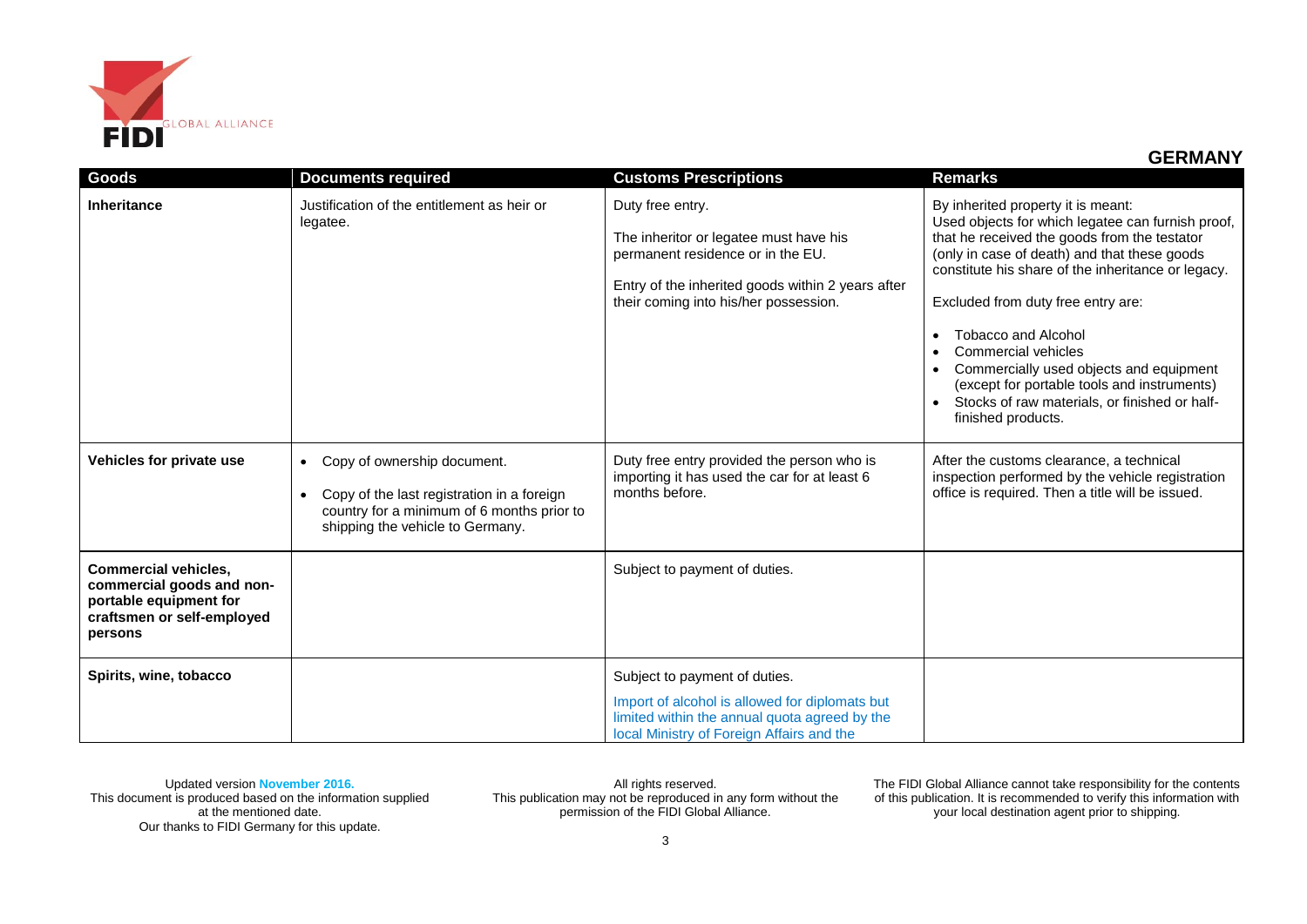## GERMANY

| Goods | Documents required | Customs Prescriptions | Remarks |
|---|---|---|---|
| **Inheritance** | Justification of the entitlement as heir or legatee. | Duty free entry.<br><br>The inheritor or legatee must have his permanent residence or in the EU.<br><br>Entry of the inherited goods within 2 years after their coming into his/her possession. | By inherited property it is meant:<br>Used objects for which legatee can furnish proof, that he received the goods from the testator (only in case of death) and that these goods constitute his share of the inheritance or legacy.<br><br>Excluded from duty free entry are:<br><br>• Tobacco and Alcohol<br>• Commercial vehicles<br>• Commercially used objects and equipment (except for portable tools and instruments)<br>• Stocks of raw materials, or finished or half-finished products. |
| **Vehicles for private use** | • Copy of ownership document.<br>• Copy of the last registration in a foreign country for a minimum of 6 months prior to shipping the vehicle to Germany. | Duty free entry provided the person who is importing it has used the car for at least 6 months before. | After the customs clearance, a technical inspection performed by the vehicle registration office is required. Then a title will be issued. |
| **Commercial vehicles, commercial goods and non-portable equipment for craftsmen or self-employed persons** | | Subject to payment of duties. | |
| **Spirits, wine, tobacco** | | Subject to payment of duties.<br><br>Import of alcohol is allowed for diplomats but limited within the annual quota agreed by the local Ministry of Foreign Affairs and the | |

Updated version November 2016.
This document is produced based on the information supplied at the mentioned date.
Our thanks to FIDI Germany for this update.

All rights reserved.
This publication may not be reproduced in any form without the permission of the FIDI Global Alliance.

The FIDI Global Alliance cannot take responsibility for the contents of this publication. It is recommended to verify this information with your local destination agent prior to shipping.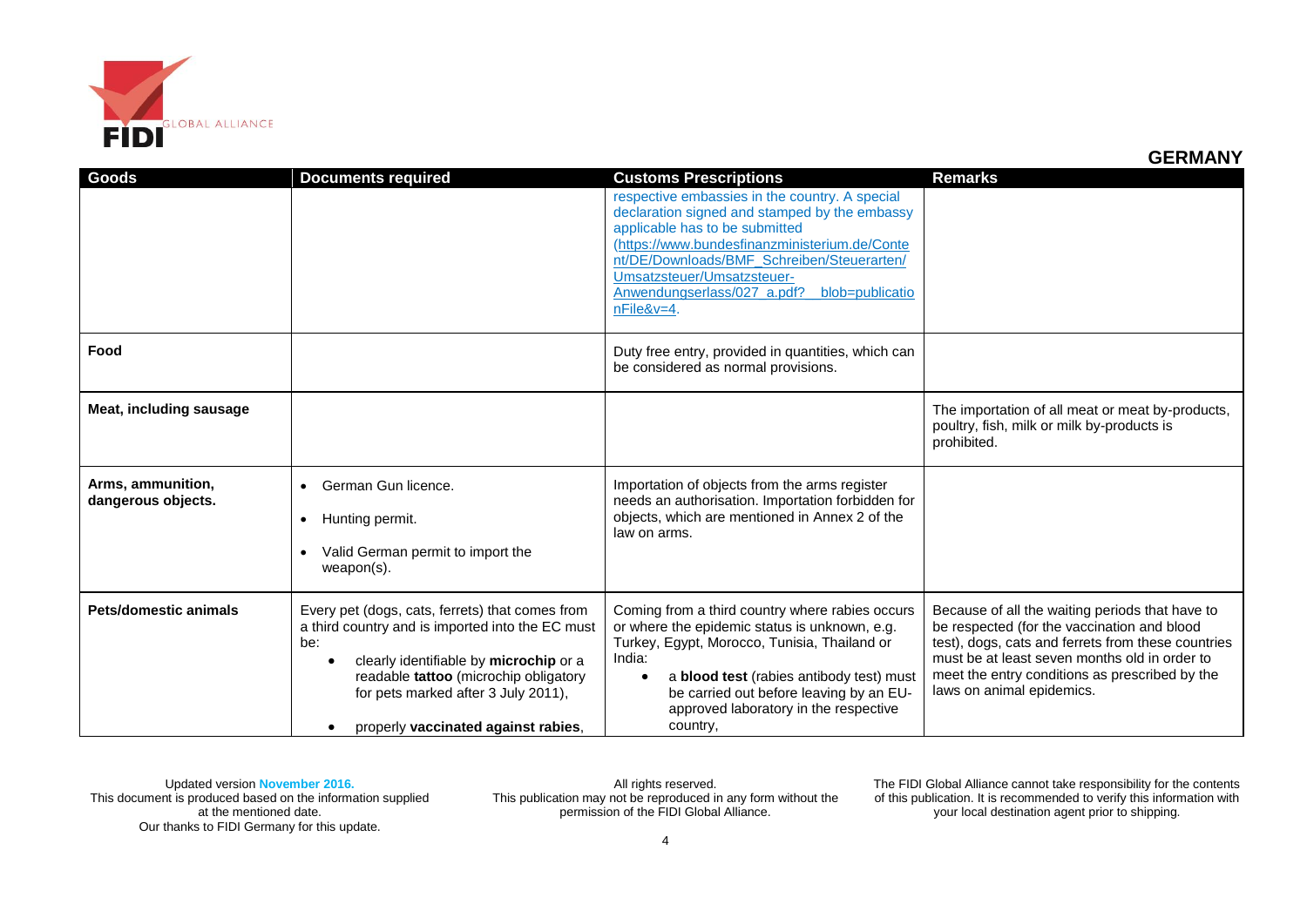## GERMANY

| Goods | Documents required | Customs Prescriptions | Remarks |
|---|---|---|---|
| | | respective embassies in the country. A special declaration signed and stamped by the embassy applicable has to be submitted (https://www.bundesfinanzministerium.de/Content/DE/Downloads/BMF_Schreiben/Steuerarten/Umsatzsteuer/Umsatzsteuer-Anwendungserlass/027_a.pdf?__blob=publicationFile&v=4. | |
| **Food** | | Duty free entry, provided in quantities, which can be considered as normal provisions. | |
| **Meat, including sausage** | | | The importation of all meat or meat by-products, poultry, fish, milk or milk by-products is prohibited. |
| **Arms, ammunition, dangerous objects.** | • German Gun licence.<br>• Hunting permit.<br>• Valid German permit to import the weapon(s). | Importation of objects from the arms register needs an authorisation. Importation forbidden for objects, which are mentioned in Annex 2 of the law on arms. | |
| **Pets/domestic animals** | Every pet (dogs, cats, ferrets) that comes from a third country and is imported into the EC must be:<br>• clearly identifiable by **microchip** or a readable **tattoo** (microchip obligatory for pets marked after 3 July 2011),<br>• properly **vaccinated against rabies**, | Coming from a third country where rabies occurs or where the epidemic status is unknown, e.g. Turkey, Egypt, Morocco, Tunisia, Thailand or India:<br>• a **blood test** (rabies antibody test) must be carried out before leaving by an EU-approved laboratory in the respective country, | Because of all the waiting periods that have to be respected (for the vaccination and blood test), dogs, cats and ferrets from these countries must be at least seven months old in order to meet the entry conditions as prescribed by the laws on animal epidemics. |

Updated version November 2016.
This document is produced based on the information supplied at the mentioned date.
Our thanks to FIDI Germany for this update.

All rights reserved.
This publication may not be reproduced in any form without the permission of the FIDI Global Alliance.

The FIDI Global Alliance cannot take responsibility for the contents of this publication. It is recommended to verify this information with your local destination agent prior to shipping.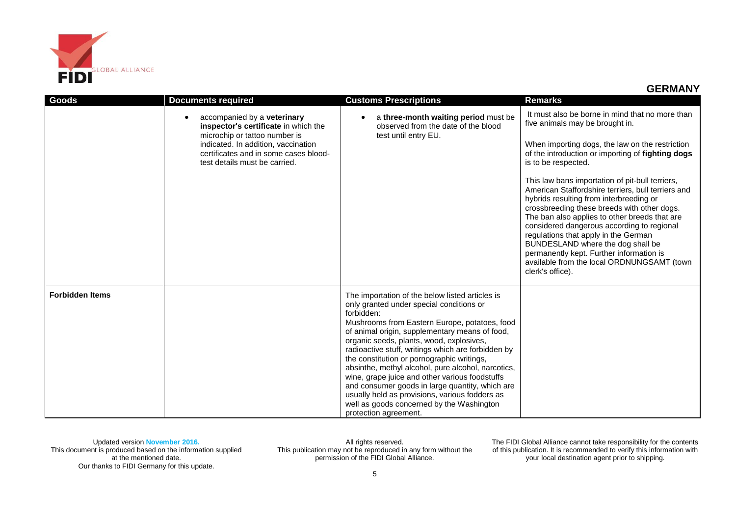## GERMANY

| Goods | Documents required | Customs Prescriptions | Remarks |
|---|---|---|---|
| | • accompanied by a **veterinary inspector's certificate** in which the microchip or tattoo number is indicated. In addition, vaccination certificates and in some cases blood-test details must be carried. | • a **three-month waiting period** must be observed from the date of the blood test until entry EU. | It must also be borne in mind that no more than five animals may be brought in.<br><br>When importing dogs, the law on the restriction of the introduction or importing of **fighting dogs** is to be respected.<br><br>This law bans importation of pit-bull terriers, American Staffordshire terriers, bull terriers and hybrids resulting from interbreeding or crossbreeding these breeds with other dogs. The ban also applies to other breeds that are considered dangerous according to regional regulations that apply in the German BUNDESLAND where the dog shall be permanently kept. Further information is available from the local ORDNUNGSAMT (town clerk's office). |
| **Forbidden Items** | | The importation of the below listed articles is only granted under special conditions or forbidden:<br>Mushrooms from Eastern Europe, potatoes, food of animal origin, supplementary means of food, organic seeds, plants, wood, explosives, radioactive stuff, writings which are forbidden by the constitution or pornographic writings, absinthe, methyl alcohol, pure alcohol, narcotics, wine, grape juice and other various foodstuffs and consumer goods in large quantity, which are usually held as provisions, various fodders as well as goods concerned by the Washington protection agreement. | |

Updated version November 2016.
This document is produced based on the information supplied at the mentioned date.
Our thanks to FIDI Germany for this update.

All rights reserved.
This publication may not be reproduced in any form without the permission of the FIDI Global Alliance.

The FIDI Global Alliance cannot take responsibility for the contents of this publication. It is recommended to verify this information with your local destination agent prior to shipping.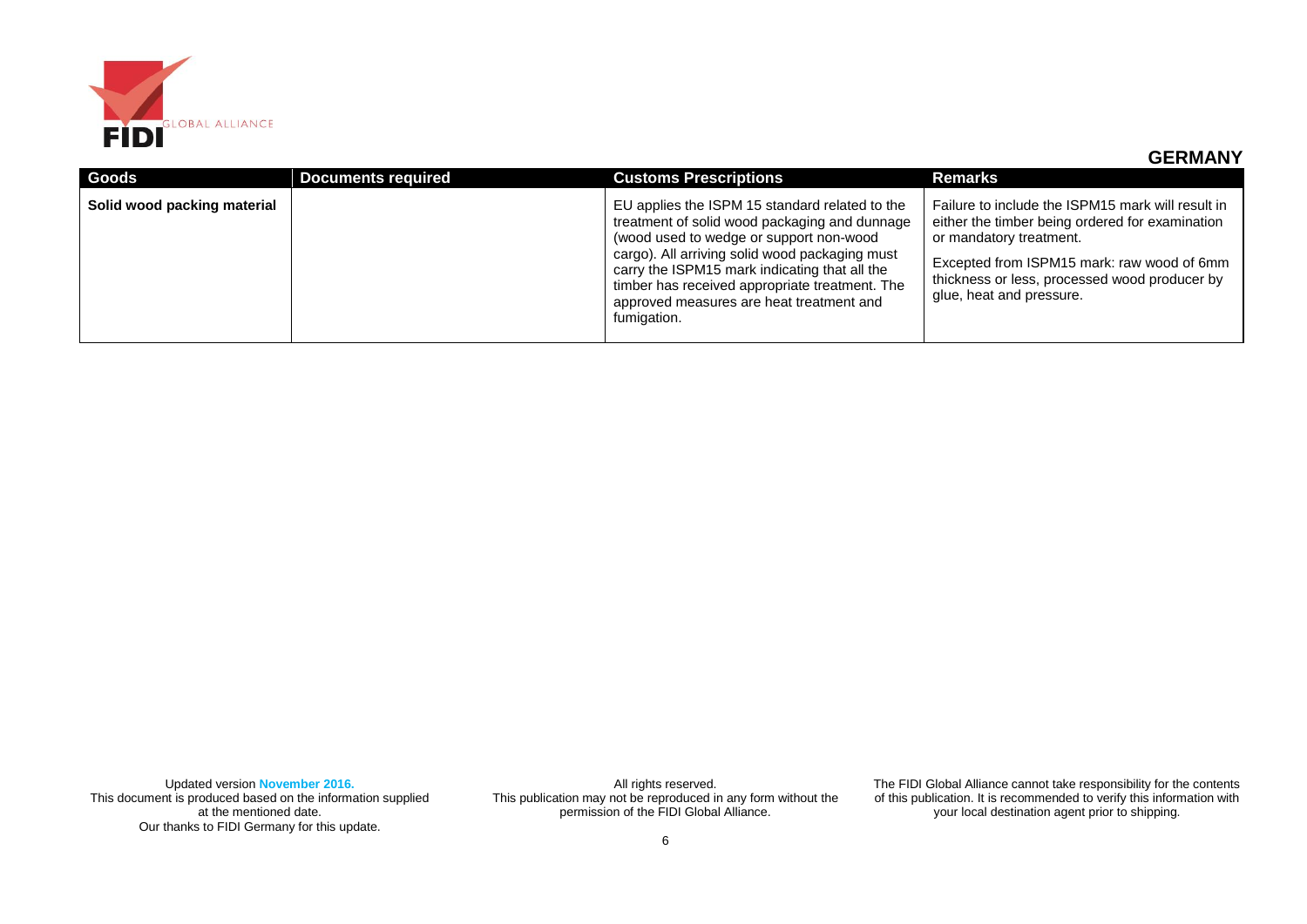## GERMANY

| Goods | Documents required | Customs Prescriptions | Remarks |
|---|---|---|---|
| **Solid wood packing material** | | EU applies the ISPM 15 standard related to the treatment of solid wood packaging and dunnage (wood used to wedge or support non-wood cargo). All arriving solid wood packaging must carry the ISPM15 mark indicating that all the timber has received appropriate treatment. The approved measures are heat treatment and fumigation. | Failure to include the ISPM15 mark will result in either the timber being ordered for examination or mandatory treatment.<br><br>Excepted from ISPM15 mark: raw wood of 6mm thickness or less, processed wood producer by glue, heat and pressure. |